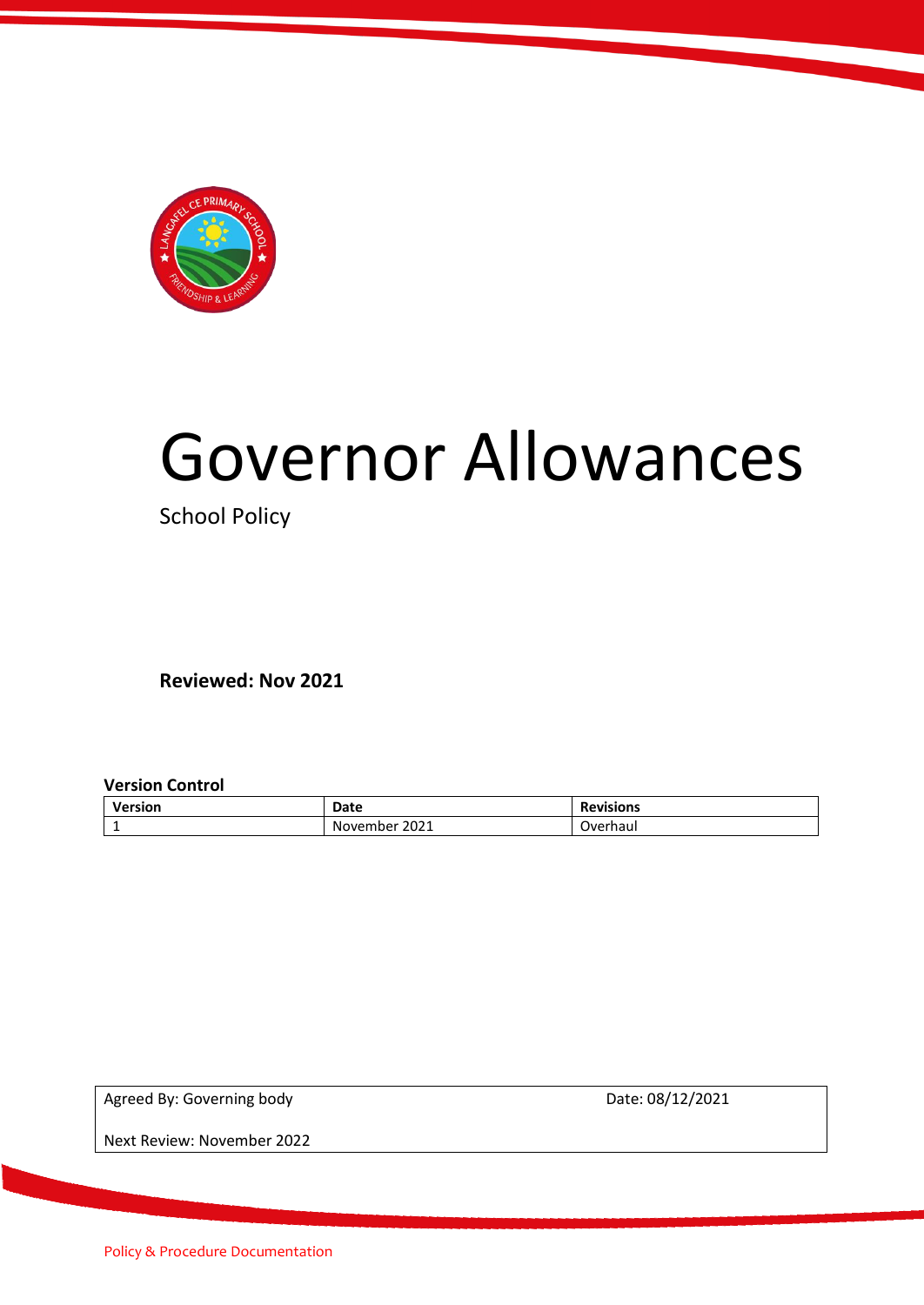# Governor Allowances

School Policy

**Reviewed: Nov 2021**

**Version Control**

| Version | Date | Revisions |
|---|---|---|
| 1 | November 2021 | Overhaul |

| Agreed By: Governing body | Date: 08/12/2021 |
|---|---|
| Next Review: November 2022 | |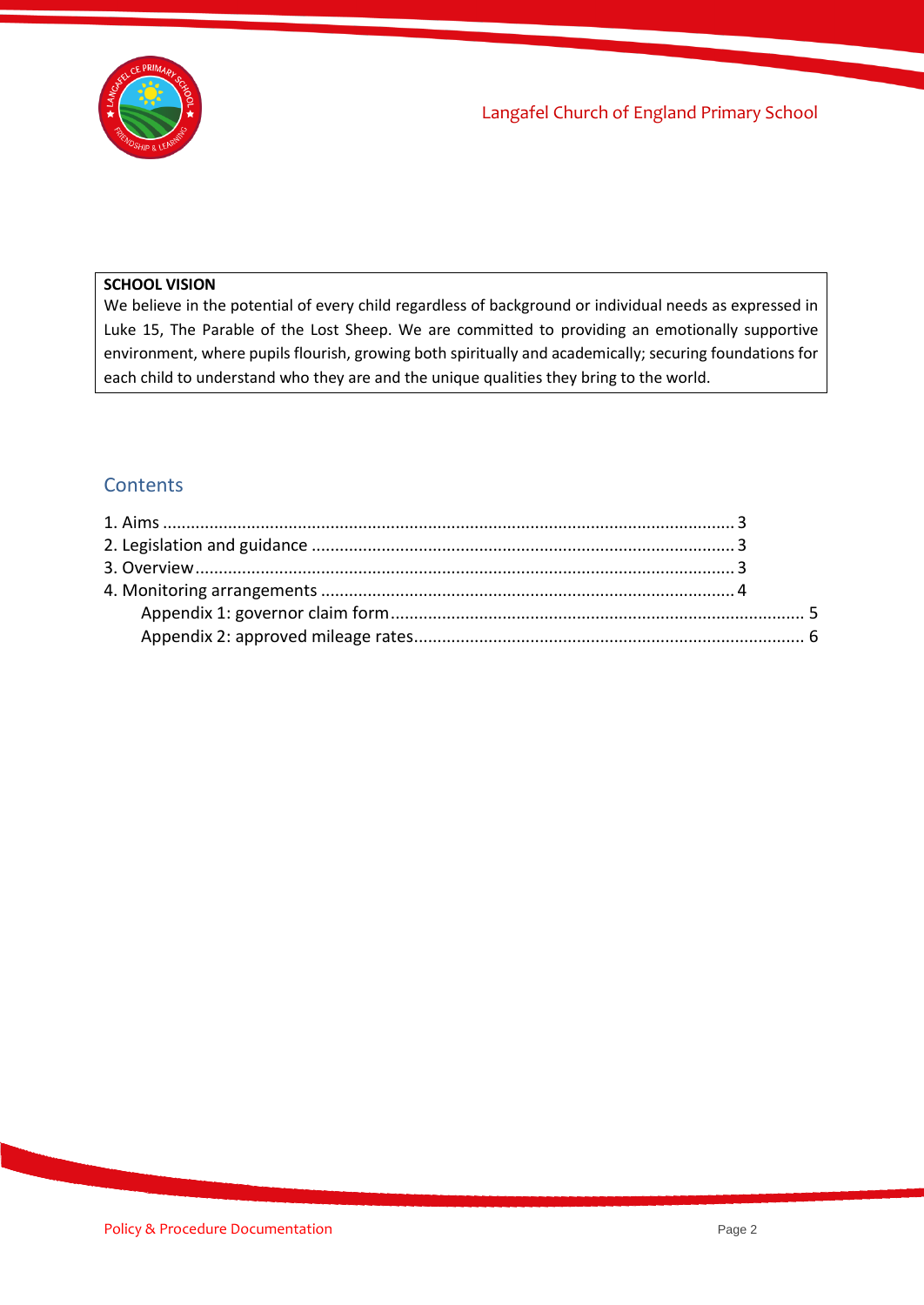**SCHOOL VISION**

We believe in the potential of every child regardless of background or individual needs as expressed in Luke 15, The Parable of the Lost Sheep. We are committed to providing an emotionally supportive environment, where pupils flourish, growing both spiritually and academically; securing foundations for each child to understand who they are and the unique qualities they bring to the world.

## Contents

1. Aims ........ 3
2. Legislation and guidance ........ 3
3. Overview ........ 3
4. Monitoring arrangements ........ 4
    - Appendix 1: governor claim form ........ 5
    - Appendix 2: approved mileage rates ........ 6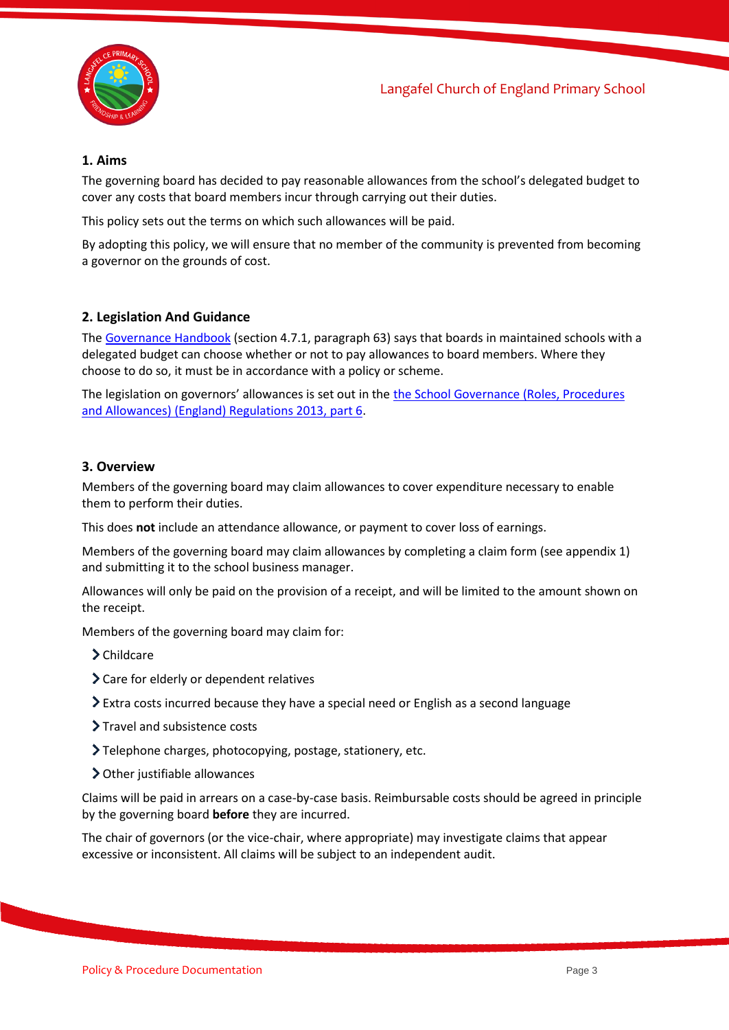## 1. Aims

The governing board has decided to pay reasonable allowances from the school's delegated budget to cover any costs that board members incur through carrying out their duties.

This policy sets out the terms on which such allowances will be paid.

By adopting this policy, we will ensure that no member of the community is prevented from becoming a governor on the grounds of cost.

## 2. Legislation And Guidance

The Governance Handbook (section 4.7.1, paragraph 63) says that boards in maintained schools with a delegated budget can choose whether or not to pay allowances to board members. Where they choose to do so, it must be in accordance with a policy or scheme.

The legislation on governors' allowances is set out in the the School Governance (Roles, Procedures and Allowances) (England) Regulations 2013, part 6.

## 3. Overview

Members of the governing board may claim allowances to cover expenditure necessary to enable them to perform their duties.

This does **not** include an attendance allowance, or payment to cover loss of earnings.

Members of the governing board may claim allowances by completing a claim form (see appendix 1) and submitting it to the school business manager.

Allowances will only be paid on the provision of a receipt, and will be limited to the amount shown on the receipt.

Members of the governing board may claim for:

- Childcare
- Care for elderly or dependent relatives
- Extra costs incurred because they have a special need or English as a second language
- Travel and subsistence costs
- Telephone charges, photocopying, postage, stationery, etc.
- Other justifiable allowances

Claims will be paid in arrears on a case-by-case basis. Reimbursable costs should be agreed in principle by the governing board **before** they are incurred.

The chair of governors (or the vice-chair, where appropriate) may investigate claims that appear excessive or inconsistent. All claims will be subject to an independent audit.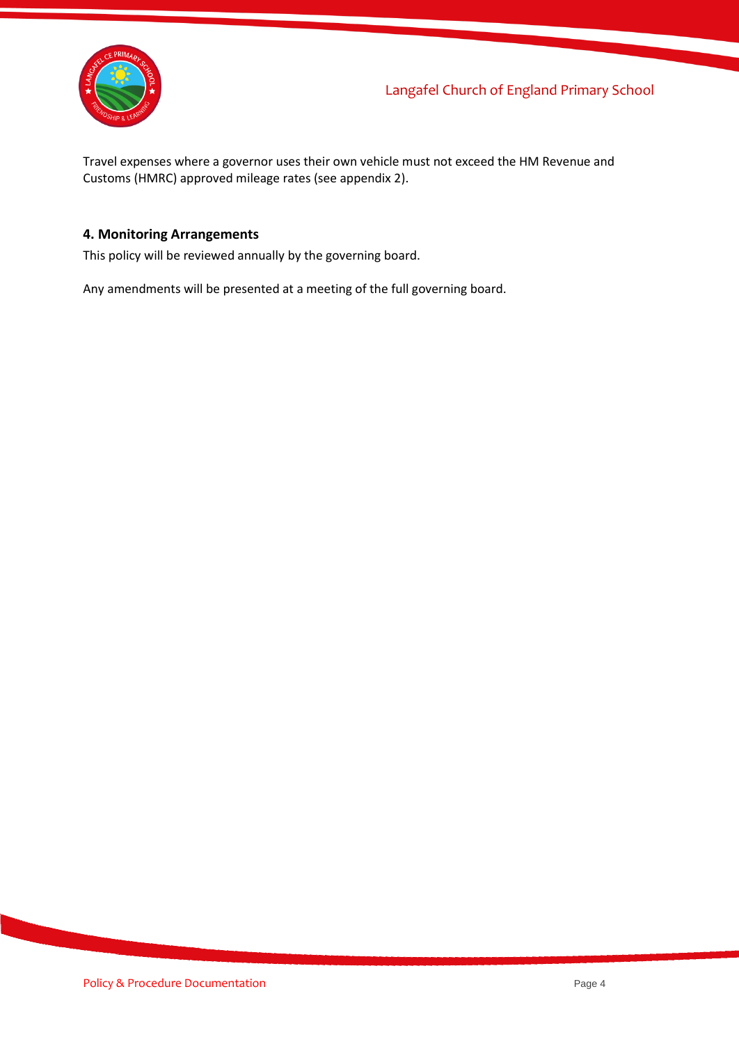Travel expenses where a governor uses their own vehicle must not exceed the HM Revenue and Customs (HMRC) approved mileage rates (see appendix 2).

### 4. Monitoring Arrangements

This policy will be reviewed annually by the governing board.

Any amendments will be presented at a meeting of the full governing board.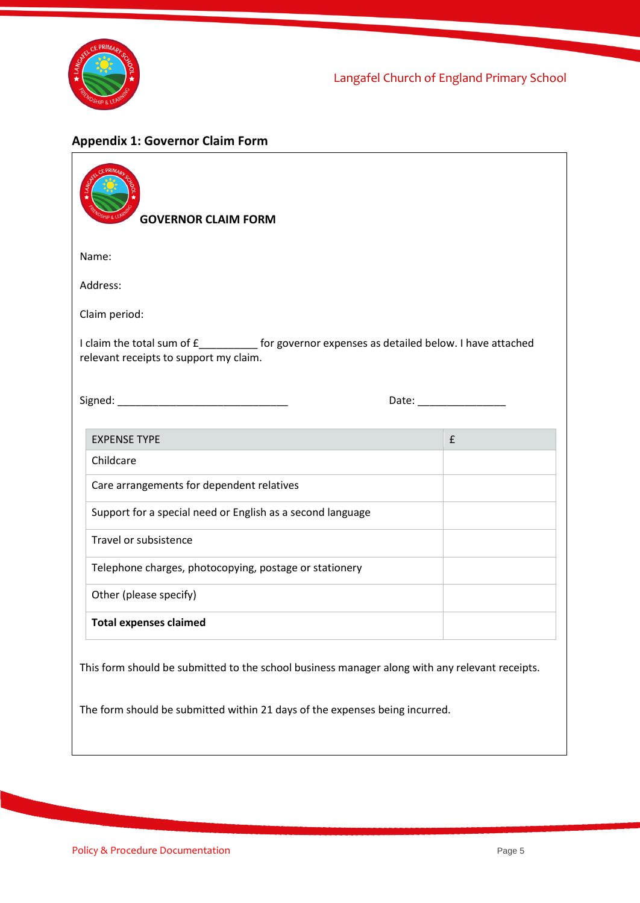## Appendix 1: Governor Claim Form

**GOVERNOR CLAIM FORM**

Name:

Address:

Claim period:

I claim the total sum of £__________ for governor expenses as detailed below. I have attached relevant receipts to support my claim.

Signed: ______________________________ Date: _______________

| EXPENSE TYPE | £ |
|---|---|
| Childcare | |
| Care arrangements for dependent relatives | |
| Support for a special need or English as a second language | |
| Travel or subsistence | |
| Telephone charges, photocopying, postage or stationery | |
| Other (please specify) | |
| **Total expenses claimed** | |

This form should be submitted to the school business manager along with any relevant receipts.

The form should be submitted within 21 days of the expenses being incurred.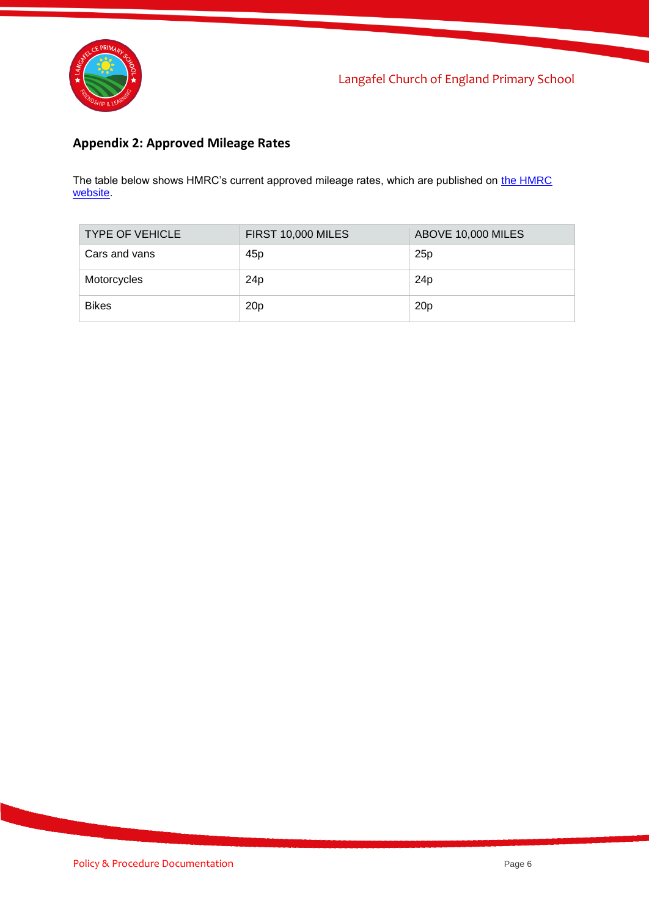## Appendix 2: Approved Mileage Rates

The table below shows HMRC's current approved mileage rates, which are published on the HMRC website.

| TYPE OF VEHICLE | FIRST 10,000 MILES | ABOVE 10,000 MILES |
|---|---|---|
| Cars and vans | 45p | 25p |
| Motorcycles | 24p | 24p |
| Bikes | 20p | 20p |